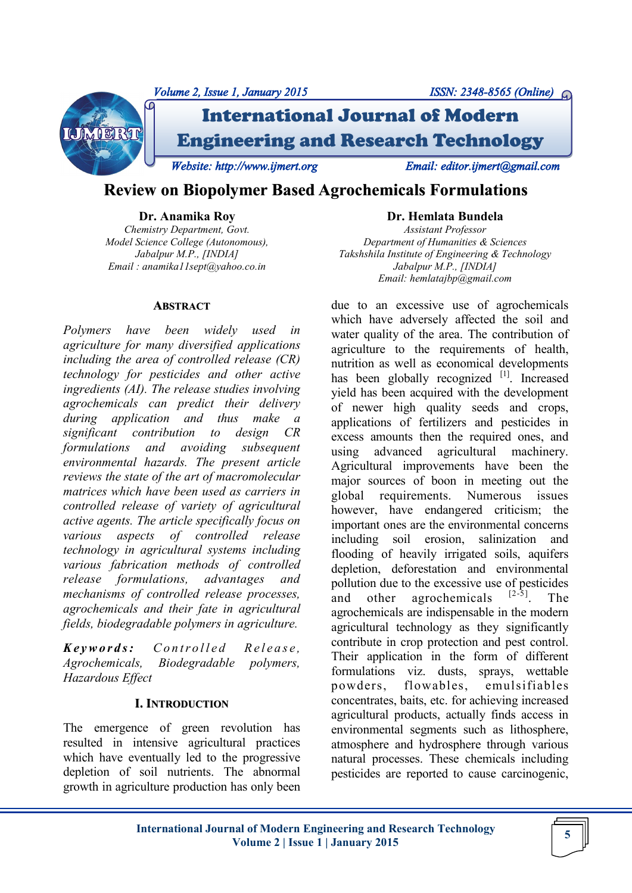# Review on Biopolymer Based Agrochemicals Formulations

**Dr. Anamika Roy**
*Chemistry Department, Govt. Model Science College (Autonomous), Jabalpur M.P., [INDIA]*
*Email : anamika11sept@yahoo.co.in*

**Dr. Hemlata Bundela**
*Assistant Professor*
*Department of Humanities & Sciences*
*Takshshila Institute of Engineering & Technology*
*Jabalpur M.P., [INDIA]*
*Email: hemlatajbp@gmail.com*

## ABSTRACT

*Polymers have been widely used in agriculture for many diversified applications including the area of controlled release (CR) technology for pesticides and other active ingredients (AI). The release studies involving agrochemicals can predict their delivery during application and thus make a significant contribution to design CR formulations and avoiding subsequent environmental hazards. The present article reviews the state of the art of macromolecular matrices which have been used as carriers in controlled release of variety of agricultural active agents. The article specifically focus on various aspects of controlled release technology in agricultural systems including various fabrication methods of controlled release formulations, advantages and mechanisms of controlled release processes, agrochemicals and their fate in agricultural fields, biodegradable polymers in agriculture.*

***Keywords:*** *Controlled Release, Agrochemicals, Biodegradable polymers, Hazardous Effect*

## I. INTRODUCTION

The emergence of green revolution has resulted in intensive agricultural practices which have eventually led to the progressive depletion of soil nutrients. The abnormal growth in agriculture production has only been due to an excessive use of agrochemicals which have adversely affected the soil and water quality of the area. The contribution of agriculture to the requirements of health, nutrition as well as economical developments has been globally recognized [1]. Increased yield has been acquired with the development of newer high quality seeds and crops, applications of fertilizers and pesticides in excess amounts then the required ones, and using advanced agricultural machinery. Agricultural improvements have been the major sources of boon in meeting out the global requirements. Numerous issues however, have endangered criticism; the important ones are the environmental concerns including soil erosion, salinization and flooding of heavily irrigated soils, aquifers depletion, deforestation and environmental pollution due to the excessive use of pesticides and other agrochemicals [2-5]. The agrochemicals are indispensable in the modern agricultural technology as they significantly contribute in crop protection and pest control. Their application in the form of different formulations viz. dusts, sprays, wettable powders, flowables, emulsifiables concentrates, baits, etc. for achieving increased agricultural products, actually finds access in environmental segments such as lithosphere, atmosphere and hydrosphere through various natural processes. These chemicals including pesticides are reported to cause carcinogenic,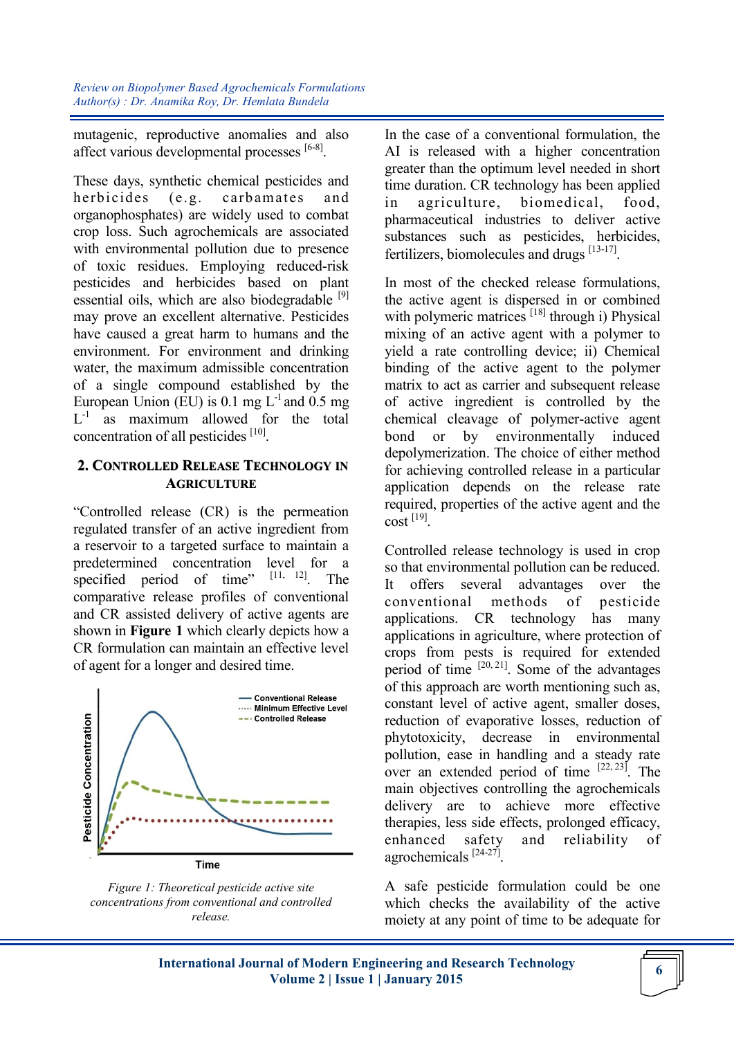mutagenic, reproductive anomalies and also affect various developmental processes [6-8].

These days, synthetic chemical pesticides and herbicides (e.g. carbamates and organophosphates) are widely used to combat crop loss. Such agrochemicals are associated with environmental pollution due to presence of toxic residues. Employing reduced-risk pesticides and herbicides based on plant essential oils, which are also biodegradable [9] may prove an excellent alternative. Pesticides have caused a great harm to humans and the environment. For environment and drinking water, the maximum admissible concentration of a single compound established by the European Union (EU) is 0.1 mg $L^{-1}$ and 0.5 mg $L^{-1}$ as maximum allowed for the total concentration of all pesticides [10].

## 2. Controlled Release Technology in Agriculture

"Controlled release (CR) is the permeation regulated transfer of an active ingredient from a reservoir to a targeted surface to maintain a predetermined concentration level for a specified period of time" [11, 12]. The comparative release profiles of conventional and CR assisted delivery of active agents are shown in **Figure 1** which clearly depicts how a CR formulation can maintain an effective level of agent for a longer and desired time.

*Figure 1: Theoretical pesticide active site concentrations from conventional and controlled release.*

In the case of a conventional formulation, the AI is released with a higher concentration greater than the optimum level needed in short time duration. CR technology has been applied in agriculture, biomedical, food, pharmaceutical industries to deliver active substances such as pesticides, herbicides, fertilizers, biomolecules and drugs [13-17].

In most of the checked release formulations, the active agent is dispersed in or combined with polymeric matrices [18] through i) Physical mixing of an active agent with a polymer to yield a rate controlling device; ii) Chemical binding of the active agent to the polymer matrix to act as carrier and subsequent release of active ingredient is controlled by the chemical cleavage of polymer-active agent bond or by environmentally induced depolymerization. The choice of either method for achieving controlled release in a particular application depends on the release rate required, properties of the active agent and the cost [19].

Controlled release technology is used in crop so that environmental pollution can be reduced. It offers several advantages over the conventional methods of pesticide applications. CR technology has many applications in agriculture, where protection of crops from pests is required for extended period of time [20, 21]. Some of the advantages of this approach are worth mentioning such as, constant level of active agent, smaller doses, reduction of evaporative losses, reduction of phytotoxicity, decrease in environmental pollution, ease in handling and a steady rate over an extended period of time [22, 23]. The main objectives controlling the agrochemicals delivery are to achieve more effective therapies, less side effects, prolonged efficacy, enhanced safety and reliability of agrochemicals [24-27].

A safe pesticide formulation could be one which checks the availability of the active moiety at any point of time to be adequate for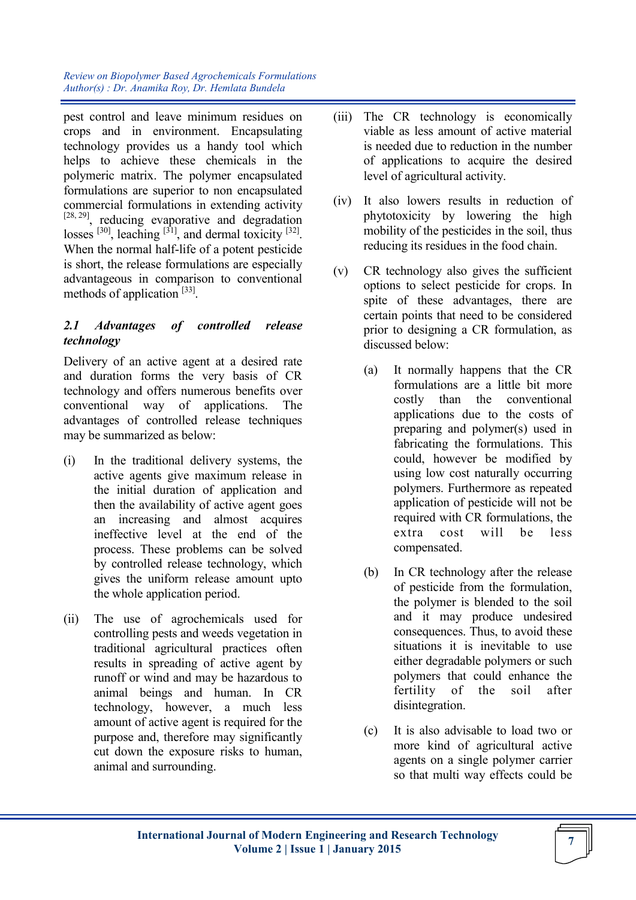pest control and leave minimum residues on crops and in environment. Encapsulating technology provides us a handy tool which helps to achieve these chemicals in the polymeric matrix. The polymer encapsulated formulations are superior to non encapsulated commercial formulations in extending activity [28, 29], reducing evaporative and degradation losses [30], leaching [31], and dermal toxicity [32]. When the normal half-life of a potent pesticide is short, the release formulations are especially advantageous in comparison to conventional methods of application [33].

### *2.1 Advantages of controlled release technology*

Delivery of an active agent at a desired rate and duration forms the very basis of CR technology and offers numerous benefits over conventional way of applications. The advantages of controlled release techniques may be summarized as below:

(i) In the traditional delivery systems, the active agents give maximum release in the initial duration of application and then the availability of active agent goes an increasing and almost acquires ineffective level at the end of the process. These problems can be solved by controlled release technology, which gives the uniform release amount upto the whole application period.

(ii) The use of agrochemicals used for controlling pests and weeds vegetation in traditional agricultural practices often results in spreading of active agent by runoff or wind and may be hazardous to animal beings and human. In CR technology, however, a much less amount of active agent is required for the purpose and, therefore may significantly cut down the exposure risks to human, animal and surrounding.

(iii) The CR technology is economically viable as less amount of active material is needed due to reduction in the number of applications to acquire the desired level of agricultural activity.

(iv) It also lowers results in reduction of phytotoxicity by lowering the high mobility of the pesticides in the soil, thus reducing its residues in the food chain.

(v) CR technology also gives the sufficient options to select pesticide for crops. In spite of these advantages, there are certain points that need to be considered prior to designing a CR formulation, as discussed below:

   (a) It normally happens that the CR formulations are a little bit more costly than the conventional applications due to the costs of preparing and polymer(s) used in fabricating the formulations. This could, however be modified by using low cost naturally occurring polymers. Furthermore as repeated application of pesticide will not be required with CR formulations, the extra cost will be less compensated.

   (b) In CR technology after the release of pesticide from the formulation, the polymer is blended to the soil and it may produce undesired consequences. Thus, to avoid these situations it is inevitable to use either degradable polymers or such polymers that could enhance the fertility of the soil after disintegration.

   (c) It is also advisable to load two or more kind of agricultural active agents on a single polymer carrier so that multi way effects could be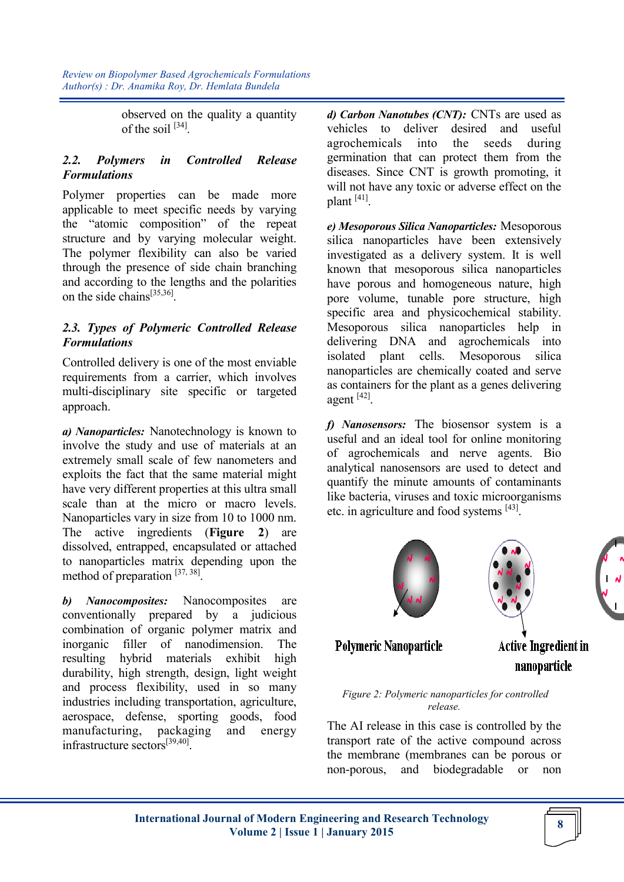observed on the quality a quantity of the soil [34].

### 2.2. Polymers in Controlled Release Formulations

Polymer properties can be made more applicable to meet specific needs by varying the "atomic composition" of the repeat structure and by varying molecular weight. The polymer flexibility can also be varied through the presence of side chain branching and according to the lengths and the polarities on the side chains[35,36].

### 2.3. Types of Polymeric Controlled Release Formulations

Controlled delivery is one of the most enviable requirements from a carrier, which involves multi-disciplinary site specific or targeted approach.

***a) Nanoparticles:*** Nanotechnology is known to involve the study and use of materials at an extremely small scale of few nanometers and exploits the fact that the same material might have very different properties at this ultra small scale than at the micro or macro levels. Nanoparticles vary in size from 10 to 1000 nm. The active ingredients (**Figure 2**) are dissolved, entrapped, encapsulated or attached to nanoparticles matrix depending upon the method of preparation [37, 38].

***b) Nanocomposites:*** Nanocomposites are conventionally prepared by a judicious combination of organic polymer matrix and inorganic filler of nanodimension. The resulting hybrid materials exhibit high durability, high strength, design, light weight and process flexibility, used in so many industries including transportation, agriculture, aerospace, defense, sporting goods, food manufacturing, packaging and energy infrastructure sectors[39,40].

***d) Carbon Nanotubes (CNT):*** CNTs are used as vehicles to deliver desired and useful agrochemicals into the seeds during germination that can protect them from the diseases. Since CNT is growth promoting, it will not have any toxic or adverse effect on the plant [41].

***e) Mesoporous Silica Nanoparticles:*** Mesoporous silica nanoparticles have been extensively investigated as a delivery system. It is well known that mesoporous silica nanoparticles have porous and homogeneous nature, high pore volume, tunable pore structure, high specific area and physicochemical stability. Mesoporous silica nanoparticles help in delivering DNA and agrochemicals into isolated plant cells. Mesoporous silica nanoparticles are chemically coated and serve as containers for the plant as a genes delivering agent [42].

***f) Nanosensors:*** The biosensor system is a useful and an ideal tool for online monitoring of agrochemicals and nerve agents. Bio analytical nanosensors are used to detect and quantify the minute amounts of contaminants like bacteria, viruses and toxic microorganisms etc. in agriculture and food systems [43].

Polymeric Nanoparticle

Active Ingredient in nanoparticle

*Figure 2: Polymeric nanoparticles for controlled release.*

The AI release in this case is controlled by the transport rate of the active compound across the membrane (membranes can be porous or non-porous, and biodegradable or non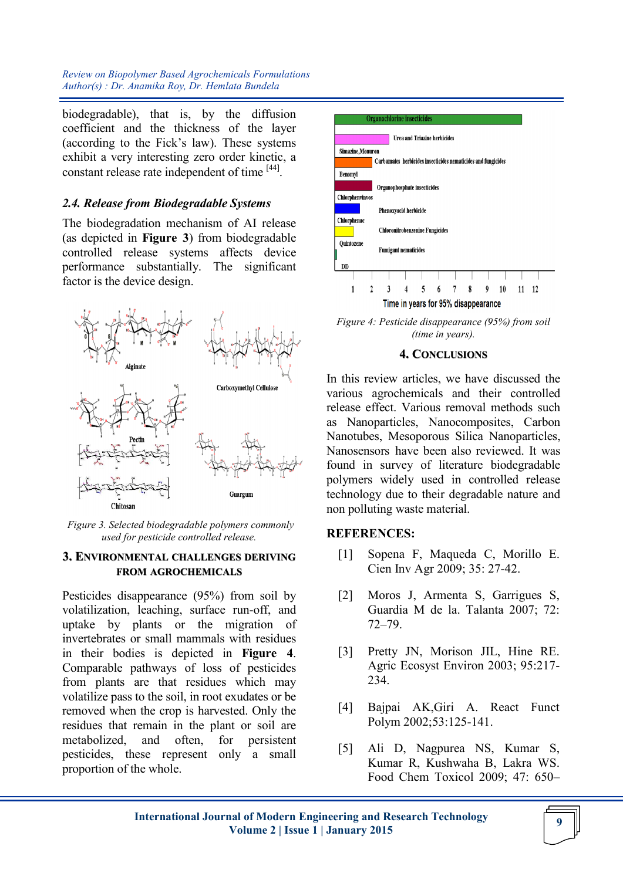biodegradable), that is, by the diffusion coefficient and the thickness of the layer (according to the Fick's law). These systems exhibit a very interesting zero order kinetic, a constant release rate independent of time [44].

### *2.4. Release from Biodegradable Systems*

The biodegradation mechanism of AI release (as depicted in **Figure 3**) from biodegradable controlled release systems affects device performance substantially. The significant factor is the device design.

*Figure 3. Selected biodegradable polymers commonly used for pesticide controlled release.*

## 3. Environmental Challenges Deriving from Agrochemicals

Pesticides disappearance (95%) from soil by volatilization, leaching, surface run-off, and uptake by plants or the migration of invertebrates or small mammals with residues in their bodies is depicted in **Figure 4**. Comparable pathways of loss of pesticides from plants are that residues which may volatilize pass to the soil, in root exudates or be removed when the crop is harvested. Only the residues that remain in the plant or soil are metabolized, and often, for persistent pesticides, these represent only a small proportion of the whole.

*Figure 4: Pesticide disappearance (95%) from soil (time in years).*

## 4. Conclusions

In this review articles, we have discussed the various agrochemicals and their controlled release effect. Various removal methods such as Nanoparticles, Nanocomposites, Carbon Nanotubes, Mesoporous Silica Nanoparticles, Nanosensors have been also reviewed. It was found in survey of literature biodegradable polymers widely used in controlled release technology due to their degradable nature and non polluting waste material.

## REFERENCES:

[1] Sopena F, Maqueda C, Morillo E. Cien Inv Agr 2009; 35: 27-42.

[2] Moros J, Armenta S, Garrigues S, Guardia M de la. Talanta 2007; 72: 72–79.

[3] Pretty JN, Morison JIL, Hine RE. Agric Ecosyst Environ 2003; 95:217-234.

[4] Bajpai AK,Giri A. React Funct Polym 2002;53:125-141.

[5] Ali D, Nagpurea NS, Kumar S, Kumar R, Kushwaha B, Lakra WS. Food Chem Toxicol 2009; 47: 650–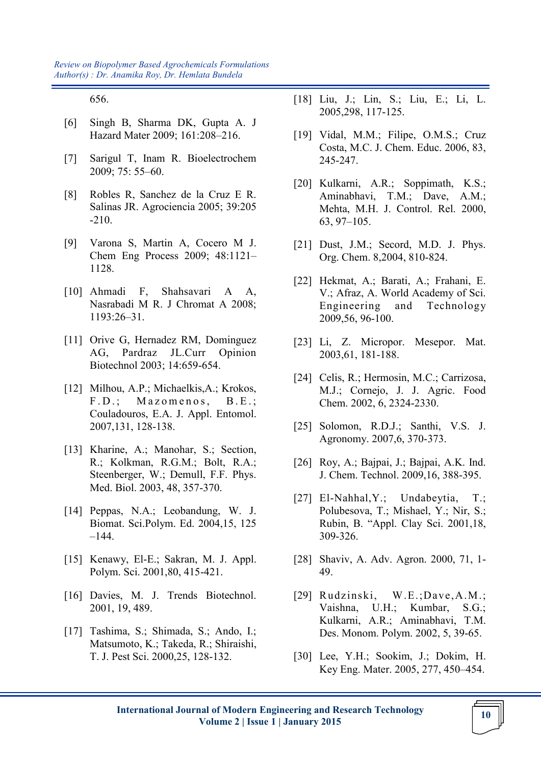656.

[6] Singh B, Sharma DK, Gupta A. J Hazard Mater 2009; 161:208–216.

[7] Sarigul T, Inam R. Bioelectrochem 2009; 75: 55–60.

[8] Robles R, Sanchez de la Cruz E R. Salinas JR. Agrociencia 2005; 39:205 -210.

[9] Varona S, Martin A, Cocero M J. Chem Eng Process 2009; 48:1121–1128.

[10] Ahmadi F, Shahsavari A A, Nasrabadi M R. J Chromat A 2008; 1193:26–31.

[11] Orive G, Hernadez RM, Dominguez AG, Pardraz JL.Curr Opinion Biotechnol 2003; 14:659-654.

[12] Milhou, A.P.; Michaelkis,A.; Krokos, F.D.; Mazomenos, B.E.; Couladouros, E.A. J. Appl. Entomol. 2007,131, 128-138.

[13] Kharine, A.; Manohar, S.; Section, R.; Kolkman, R.G.M.; Bolt, R.A.; Steenberger, W.; Demull, F.F. Phys. Med. Biol. 2003, 48, 357-370.

[14] Peppas, N.A.; Leobandung, W. J. Biomat. Sci.Polym. Ed. 2004,15, 125 –144.

[15] Kenawy, El-E.; Sakran, M. J. Appl. Polym. Sci. 2001,80, 415-421.

[16] Davies, M. J. Trends Biotechnol. 2001, 19, 489.

[17] Tashima, S.; Shimada, S.; Ando, I.; Matsumoto, K.; Takeda, R.; Shiraishi, T. J. Pest Sci. 2000,25, 128-132.

[18] Liu, J.; Lin, S.; Liu, E.; Li, L. 2005,298, 117-125.

[19] Vidal, M.M.; Filipe, O.M.S.; Cruz Costa, M.C. J. Chem. Educ. 2006, 83, 245-247.

[20] Kulkarni, A.R.; Soppimath, K.S.; Aminabhavi, T.M.; Dave, A.M.; Mehta, M.H. J. Control. Rel. 2000, 63, 97–105.

[21] Dust, J.M.; Secord, M.D. J. Phys. Org. Chem. 8,2004, 810-824.

[22] Hekmat, A.; Barati, A.; Frahani, E. V.; Afraz, A. World Academy of Sci. Engineering and Technology 2009,56, 96-100.

[23] Li, Z. Micropor. Mesepor. Mat. 2003,61, 181-188.

[24] Celis, R.; Hermosin, M.C.; Carrizosa, M.J.; Cornejo, J. J. Agric. Food Chem. 2002, 6, 2324-2330.

[25] Solomon, R.D.J.; Santhi, V.S. J. Agronomy. 2007,6, 370-373.

[26] Roy, A.; Bajpai, J.; Bajpai, A.K. Ind. J. Chem. Technol. 2009,16, 388-395.

[27] El-Nahhal,Y.; Undabeytia, T.; Polubesova, T.; Mishael, Y.; Nir, S.; Rubin, B. "Appl. Clay Sci. 2001,18, 309-326.

[28] Shaviv, A. Adv. Agron. 2000, 71, 1-49.

[29] Rudzinski, W.E.;Dave,A.M.; Vaishna, U.H.; Kumbar, S.G.; Kulkarni, A.R.; Aminabhavi, T.M. Des. Monom. Polym. 2002, 5, 39-65.

[30] Lee, Y.H.; Sookim, J.; Dokim, H. Key Eng. Mater. 2005, 277, 450–454.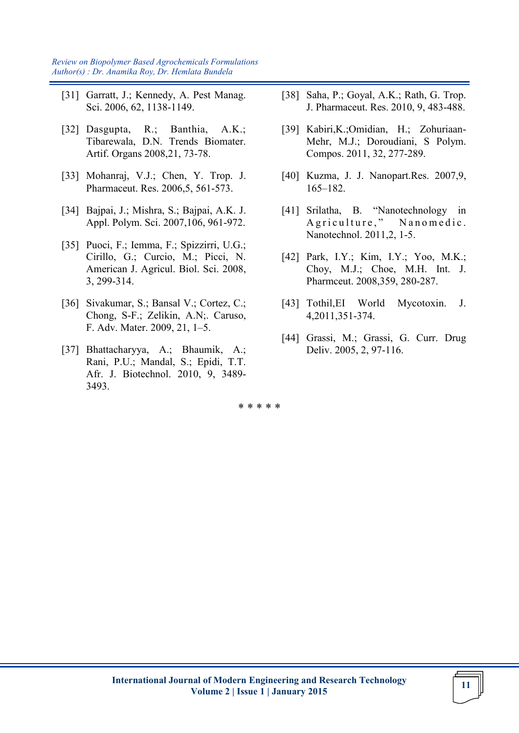[31] Garratt, J.; Kennedy, A. Pest Manag. Sci. 2006, 62, 1138-1149.

[32] Dasgupta, R.; Banthia, A.K.; Tibarewala, D.N. Trends Biomater. Artif. Organs 2008,21, 73-78.

[33] Mohanraj, V.J.; Chen, Y. Trop. J. Pharmaceut. Res. 2006,5, 561-573.

[34] Bajpai, J.; Mishra, S.; Bajpai, A.K. J. Appl. Polym. Sci. 2007,106, 961-972.

[35] Puoci, F.; Iemma, F.; Spizzirri, U.G.; Cirillo, G.; Curcio, M.; Picci, N. American J. Agricul. Biol. Sci. 2008, 3, 299-314.

[36] Sivakumar, S.; Bansal V.; Cortez, C.; Chong, S-F.; Zelikin, A.N;. Caruso, F. Adv. Mater. 2009, 21, 1–5.

[37] Bhattacharyya, A.; Bhaumik, A.; Rani, P.U.; Mandal, S.; Epidi, T.T. Afr. J. Biotechnol. 2010, 9, 3489-3493.

[38] Saha, P.; Goyal, A.K.; Rath, G. Trop. J. Pharmaceut. Res. 2010, 9, 483-488.

[39] Kabiri,K.;Omidian, H.; Zohuriaan-Mehr, M.J.; Doroudiani, S Polym. Compos. 2011, 32, 277-289.

[40] Kuzma, J. J. Nanopart.Res. 2007,9, 165–182.

[41] Srilatha, B. "Nanotechnology in Agriculture," Nanomedic. Nanotechnol. 2011,2, 1-5.

[42] Park, I.Y.; Kim, I.Y.; Yoo, M.K.; Choy, M.J.; Choe, M.H. Int. J. Pharmceut. 2008,359, 280-287.

[43] Tothil,EI World Mycotoxin. J. 4,2011,351-374.

[44] Grassi, M.; Grassi, G. Curr. Drug Deliv. 2005, 2, 97-116.

* * * * *